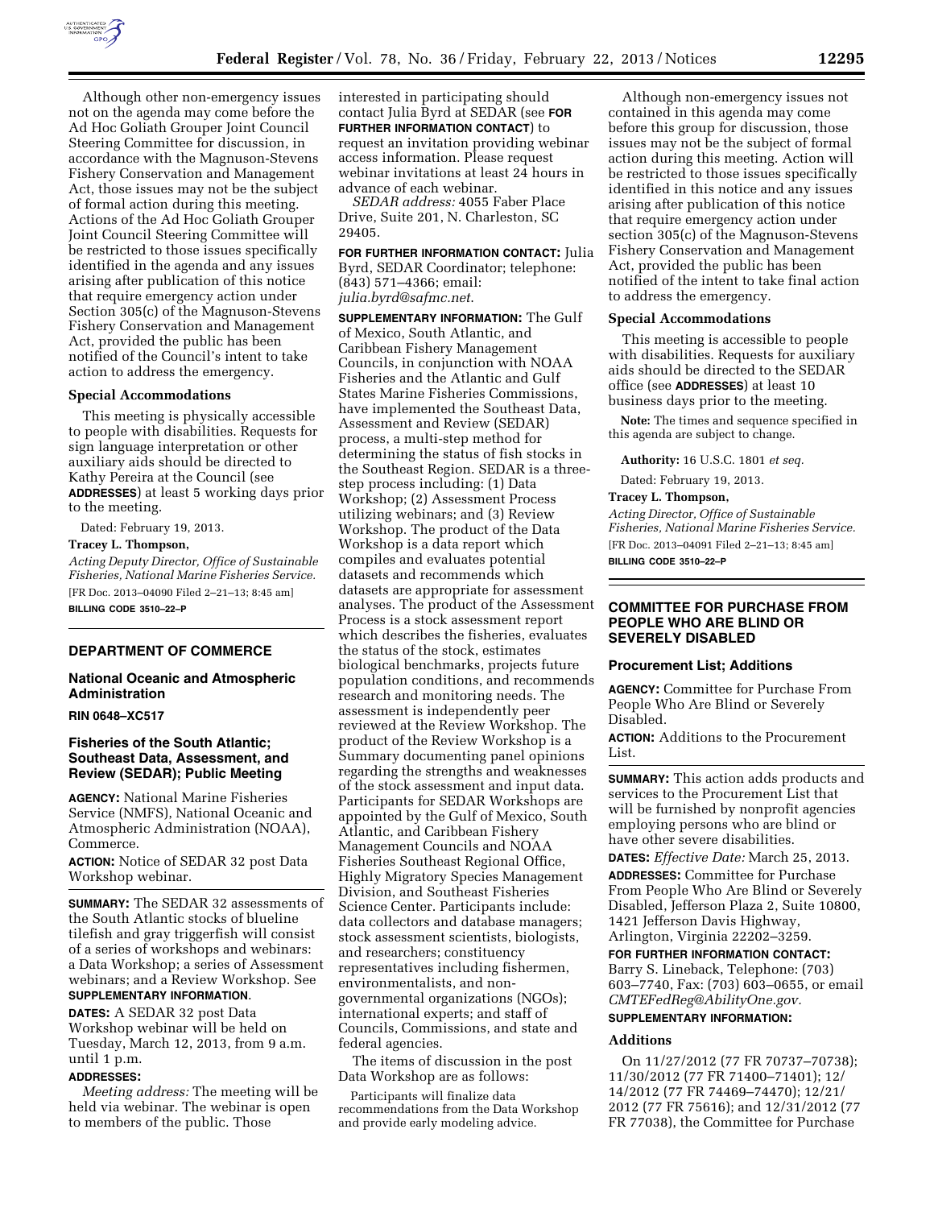Although other non-emergency issues not on the agenda may come before the Ad Hoc Goliath Grouper Joint Council Steering Committee for discussion, in accordance with the Magnuson-Stevens Fishery Conservation and Management Act, those issues may not be the subject of formal action during this meeting. Actions of the Ad Hoc Goliath Grouper Joint Council Steering Committee will be restricted to those issues specifically identified in the agenda and any issues arising after publication of this notice that require emergency action under Section 305(c) of the Magnuson-Stevens Fishery Conservation and Management Act, provided the public has been notified of the Council's intent to take action to address the emergency.

### Special Accommodations

This meeting is physically accessible to people with disabilities. Requests for sign language interpretation or other auxiliary aids should be directed to Kathy Pereira at the Council (see **ADDRESSES**) at least 5 working days prior to the meeting.

Dated: February 19, 2013.

**Tracey L. Thompson,**

*Acting Deputy Director, Office of Sustainable Fisheries, National Marine Fisheries Service.*

[FR Doc. 2013–04090 Filed 2–21–13; 8:45 am]

**BILLING CODE 3510–22–P**

---

## DEPARTMENT OF COMMERCE

### National Oceanic and Atmospheric Administration

**RIN 0648–XC517**

### Fisheries of the South Atlantic; Southeast Data, Assessment, and Review (SEDAR); Public Meeting

**AGENCY:** National Marine Fisheries Service (NMFS), National Oceanic and Atmospheric Administration (NOAA), Commerce.

**ACTION:** Notice of SEDAR 32 post Data Workshop webinar.

**SUMMARY:** The SEDAR 32 assessments of the South Atlantic stocks of blueline tilefish and gray triggerfish will consist of a series of workshops and webinars: a Data Workshop; a series of Assessment webinars; and a Review Workshop. See **SUPPLEMENTARY INFORMATION**.

**DATES:** A SEDAR 32 post Data Workshop webinar will be held on Tuesday, March 12, 2013, from 9 a.m. until 1 p.m.

**ADDRESSES:**

*Meeting address:* The meeting will be held via webinar. The webinar is open to members of the public. Those interested in participating should contact Julia Byrd at SEDAR (see **FOR FURTHER INFORMATION CONTACT**) to request an invitation providing webinar access information. Please request webinar invitations at least 24 hours in advance of each webinar.

*SEDAR address:* 4055 Faber Place Drive, Suite 201, N. Charleston, SC 29405.

**FOR FURTHER INFORMATION CONTACT:** Julia Byrd, SEDAR Coordinator; telephone: (843) 571–4366; email: *julia.byrd@safmc.net*.

**SUPPLEMENTARY INFORMATION:** The Gulf of Mexico, South Atlantic, and Caribbean Fishery Management Councils, in conjunction with NOAA Fisheries and the Atlantic and Gulf States Marine Fisheries Commissions, have implemented the Southeast Data, Assessment and Review (SEDAR) process, a multi-step method for determining the status of fish stocks in the Southeast Region. SEDAR is a three-step process including: (1) Data Workshop; (2) Assessment Process utilizing webinars; and (3) Review Workshop. The product of the Data Workshop is a data report which compiles and evaluates potential datasets and recommends which datasets are appropriate for assessment analyses. The product of the Assessment Process is a stock assessment report which describes the fisheries, evaluates the status of the stock, estimates biological benchmarks, projects future population conditions, and recommends research and monitoring needs. The assessment is independently peer reviewed at the Review Workshop. The product of the Review Workshop is a Summary documenting panel opinions regarding the strengths and weaknesses of the stock assessment and input data. Participants for SEDAR Workshops are appointed by the Gulf of Mexico, South Atlantic, and Caribbean Fishery Management Councils and NOAA Fisheries Southeast Regional Office, Highly Migratory Species Management Division, and Southeast Fisheries Science Center. Participants include: data collectors and database managers; stock assessment scientists, biologists, and researchers; constituency representatives including fishermen, environmentalists, and non-governmental organizations (NGOs); international experts; and staff of Councils, Commissions, and state and federal agencies.

The items of discussion in the post Data Workshop are as follows:

Participants will finalize data recommendations from the Data Workshop and provide early modeling advice.

Although non-emergency issues not contained in this agenda may come before this group for discussion, those issues may not be the subject of formal action during this meeting. Action will be restricted to those issues specifically identified in this notice and any issues arising after publication of this notice that require emergency action under section 305(c) of the Magnuson-Stevens Fishery Conservation and Management Act, provided the public has been notified of the intent to take final action to address the emergency.

### Special Accommodations

This meeting is accessible to people with disabilities. Requests for auxiliary aids should be directed to the SEDAR office (see **ADDRESSES**) at least 10 business days prior to the meeting.

**Note:** The times and sequence specified in this agenda are subject to change.

**Authority:** 16 U.S.C. 1801 *et seq.*

Dated: February 19, 2013.

**Tracey L. Thompson,**

*Acting Director, Office of Sustainable Fisheries, National Marine Fisheries Service.*

[FR Doc. 2013–04091 Filed 2–21–13; 8:45 am]

**BILLING CODE 3510–22–P**

---

## COMMITTEE FOR PURCHASE FROM PEOPLE WHO ARE BLIND OR SEVERELY DISABLED

### Procurement List; Additions

**AGENCY:** Committee for Purchase From People Who Are Blind or Severely Disabled.

**ACTION:** Additions to the Procurement List.

**SUMMARY:** This action adds products and services to the Procurement List that will be furnished by nonprofit agencies employing persons who are blind or have other severe disabilities.

**DATES:** *Effective Date:* March 25, 2013.

**ADDRESSES:** Committee for Purchase From People Who Are Blind or Severely Disabled, Jefferson Plaza 2, Suite 10800, 1421 Jefferson Davis Highway, Arlington, Virginia 22202–3259.

**FOR FURTHER INFORMATION CONTACT:** Barry S. Lineback, Telephone: (703) 603–7740, Fax: (703) 603–0655, or email *CMTEFedReg@AbilityOne.gov*.

**SUPPLEMENTARY INFORMATION:**

### Additions

On 11/27/2012 (77 FR 70737–70738); 11/30/2012 (77 FR 71400–71401); 12/14/2012 (77 FR 74469–74470); 12/21/2012 (77 FR 75616); and 12/31/2012 (77 FR 77038), the Committee for Purchase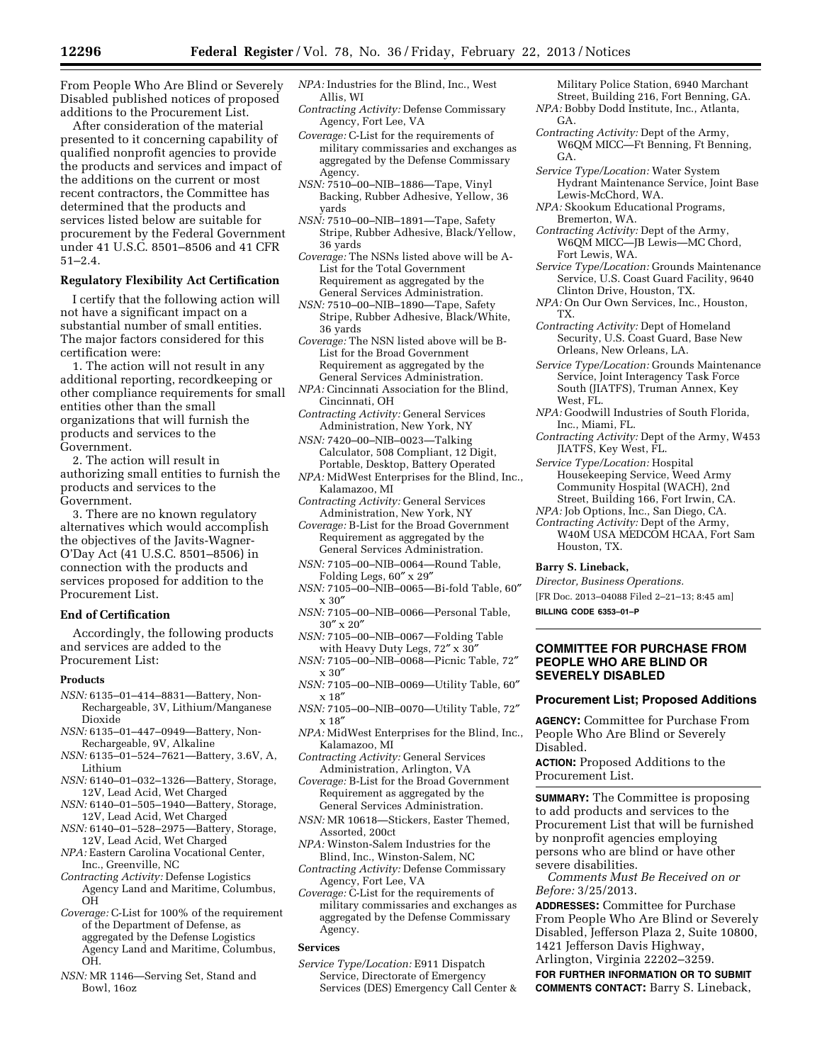From People Who Are Blind or Severely Disabled published notices of proposed additions to the Procurement List.

After consideration of the material presented to it concerning capability of qualified nonprofit agencies to provide the products and services and impact of the additions on the current or most recent contractors, the Committee has determined that the products and services listed below are suitable for procurement by the Federal Government under 41 U.S.C. 8501–8506 and 41 CFR 51–2.4.

**Regulatory Flexibility Act Certification**

I certify that the following action will not have a significant impact on a substantial number of small entities. The major factors considered for this certification were:

1. The action will not result in any additional reporting, recordkeeping or other compliance requirements for small entities other than the small organizations that will furnish the products and services to the Government.

2. The action will result in authorizing small entities to furnish the products and services to the Government.

3. There are no known regulatory alternatives which would accomplish the objectives of the Javits-Wagner-O'Day Act (41 U.S.C. 8501–8506) in connection with the products and services proposed for addition to the Procurement List.

**End of Certification**

Accordingly, the following products and services are added to the Procurement List:

**Products**

*NSN:* 6135–01–414–8831—Battery, Non-Rechargeable, 3V, Lithium/Manganese Dioxide
*NSN:* 6135–01–447–0949—Battery, Non-Rechargeable, 9V, Alkaline
*NSN:* 6135–01–524–7621—Battery, 3.6V, A, Lithium
*NSN:* 6140–01–032–1326—Battery, Storage, 12V, Lead Acid, Wet Charged
*NSN:* 6140–01–505–1940—Battery, Storage, 12V, Lead Acid, Wet Charged
*NSN:* 6140–01–528–2975—Battery, Storage, 12V, Lead Acid, Wet Charged
*NPA:* Eastern Carolina Vocational Center, Inc., Greenville, NC
*Contracting Activity:* Defense Logistics Agency Land and Maritime, Columbus, OH
*Coverage:* C-List for 100% of the requirement of the Department of Defense, as aggregated by the Defense Logistics Agency Land and Maritime, Columbus, OH.
*NSN:* MR 1146—Serving Set, Stand and Bowl, 16oz
*NPA:* Industries for the Blind, Inc., West Allis, WI
*Contracting Activity:* Defense Commissary Agency, Fort Lee, VA
*Coverage:* C-List for the requirements of military commissaries and exchanges as aggregated by the Defense Commissary Agency.
*NSN:* 7510–00–NIB–1886—Tape, Vinyl Backing, Rubber Adhesive, Yellow, 36 yards
*NSN:* 7510–00–NIB–1891—Tape, Safety Stripe, Rubber Adhesive, Black/Yellow, 36 yards
*Coverage:* The NSNs listed above will be A-List for the Total Government Requirement as aggregated by the General Services Administration.
*NSN:* 7510–00–NIB–1890—Tape, Safety Stripe, Rubber Adhesive, Black/White, 36 yards
*Coverage:* The NSN listed above will be B-List for the Broad Government Requirement as aggregated by the General Services Administration.
*NPA:* Cincinnati Association for the Blind, Cincinnati, OH
*Contracting Activity:* General Services Administration, New York, NY
*NSN:* 7420–00–NIB–0023—Talking Calculator, 508 Compliant, 12 Digit, Portable, Desktop, Battery Operated
*NPA:* MidWest Enterprises for the Blind, Inc., Kalamazoo, MI
*Contracting Activity:* General Services Administration, New York, NY
*Coverage:* B-List for the Broad Government Requirement as aggregated by the General Services Administration.
*NSN:* 7105–00–NIB–0064—Round Table, Folding Legs, 60″ x 29″
*NSN:* 7105–00–NIB–0065—Bi-fold Table, 60″ x 30″
*NSN:* 7105–00–NIB–0066—Personal Table, 30″ x 20″
*NSN:* 7105–00–NIB–0067—Folding Table with Heavy Duty Legs, 72″ x 30″
*NSN:* 7105–00–NIB–0068—Picnic Table, 72″ x 30″
*NSN:* 7105–00–NIB–0069—Utility Table, 60″ x 18″
*NSN:* 7105–00–NIB–0070—Utility Table, 72″ x 18″
*NPA:* MidWest Enterprises for the Blind, Inc., Kalamazoo, MI
*Contracting Activity:* General Services Administration, Arlington, VA
*Coverage:* B-List for the Broad Government Requirement as aggregated by the General Services Administration.
*NSN:* MR 10618—Stickers, Easter Themed, Assorted, 200ct
*NPA:* Winston-Salem Industries for the Blind, Inc., Winston-Salem, NC
*Contracting Activity:* Defense Commissary Agency, Fort Lee, VA
*Coverage:* C-List for the requirements of military commissaries and exchanges as aggregated by the Defense Commissary Agency.

**Services**

*Service Type/Location:* E911 Dispatch Service, Directorate of Emergency Services (DES) Emergency Call Center & Military Police Station, 6940 Marchant Street, Building 216, Fort Benning, GA.
*NPA:* Bobby Dodd Institute, Inc., Atlanta, GA.
*Contracting Activity:* Dept of the Army, W6QM MICC—Ft Benning, Ft Benning, GA.
*Service Type/Location:* Water System Hydrant Maintenance Service, Joint Base Lewis-McChord, WA.
*NPA:* Skookum Educational Programs, Bremerton, WA.
*Contracting Activity:* Dept of the Army, W6QM MICC—JB Lewis—MC Chord, Fort Lewis, WA.
*Service Type/Location:* Grounds Maintenance Service, U.S. Coast Guard Facility, 9640 Clinton Drive, Houston, TX.
*NPA:* On Our Own Services, Inc., Houston, TX.
*Contracting Activity:* Dept of Homeland Security, U.S. Coast Guard, Base New Orleans, New Orleans, LA.
*Service Type/Location:* Grounds Maintenance Service, Joint Interagency Task Force South (JIATFS), Truman Annex, Key West, FL.
*NPA:* Goodwill Industries of South Florida, Inc., Miami, FL.
*Contracting Activity:* Dept of the Army, W453 JIATFS, Key West, FL.
*Service Type/Location:* Hospital Housekeeping Service, Weed Army Community Hospital (WACH), 2nd Street, Building 166, Fort Irwin, CA.
*NPA:* Job Options, Inc., San Diego, CA.
*Contracting Activity:* Dept of the Army, W40M USA MEDCOM HCAA, Fort Sam Houston, TX.

**Barry S. Lineback,**

*Director, Business Operations.*

[FR Doc. 2013–04088 Filed 2–21–13; 8:45 am]

**BILLING CODE 6353–01–P**

## COMMITTEE FOR PURCHASE FROM PEOPLE WHO ARE BLIND OR SEVERELY DISABLED

### Procurement List; Proposed Additions

**AGENCY:** Committee for Purchase From People Who Are Blind or Severely Disabled.

**ACTION:** Proposed Additions to the Procurement List.

**SUMMARY:** The Committee is proposing to add products and services to the Procurement List that will be furnished by nonprofit agencies employing persons who are blind or have other severe disabilities.

*Comments Must Be Received on or Before:* 3/25/2013.

**ADDRESSES:** Committee for Purchase From People Who Are Blind or Severely Disabled, Jefferson Plaza 2, Suite 10800, 1421 Jefferson Davis Highway, Arlington, Virginia 22202–3259.

**FOR FURTHER INFORMATION OR TO SUBMIT COMMENTS CONTACT:** Barry S. Lineback,